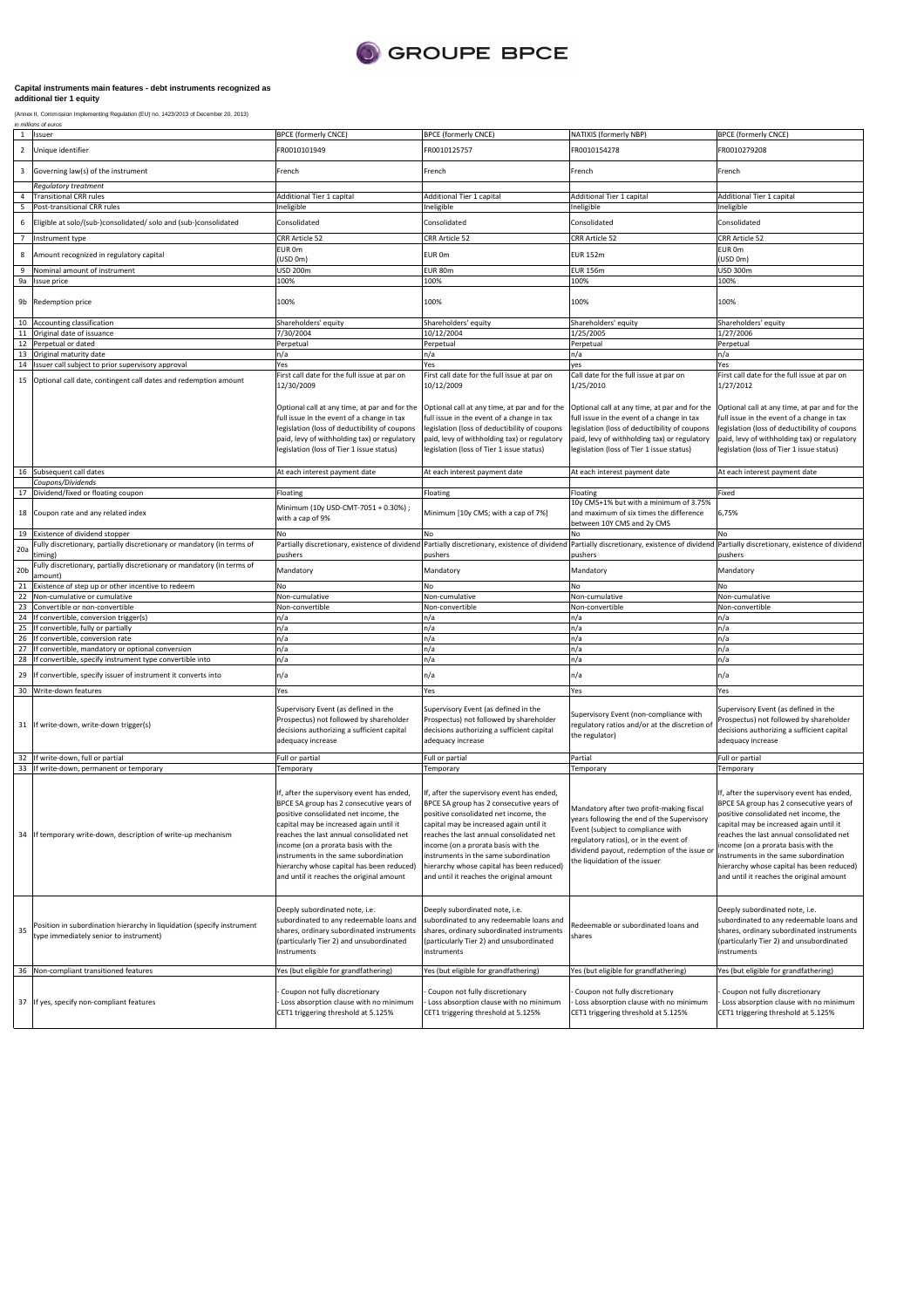GROUPE BPCE

**Capital instruments main features - debt instruments recognized as additional tier 1 equity**

(Annex II, Commission Implementing Regulation (EU) no. 1423/2013 of December 20, 2013)

*in millions of euros*

| | | | | | |
|---|---|---|---|---|---|
| 1 | Issuer | BPCE (formerly CNCE) | BPCE (formerly CNCE) | NATIXIS (formerly NBP) | BPCE (formerly CNCE) |
| 2 | Unique identifier | FR0010101949 | FR0010125757 | FR0010154278 | FR0010279208 |
| 3 | Governing law(s) of the instrument | French | French | French | French |
| | *Regulatory treatment* | | | | |
| 4 | Transitional CRR rules | Additional Tier 1 capital | Additional Tier 1 capital | Additional Tier 1 capital | Additional Tier 1 capital |
| 5 | Post-transitional CRR rules | Ineligible | Ineligible | Ineligible | Ineligible |
| 6 | Eligible at solo/(sub-)consolidated/ solo and (sub-)consolidated | Consolidated | Consolidated | Consolidated | Consolidated |
| 7 | Instrument type | CRR Article 52 | CRR Article 52 | CRR Article 52 | CRR Article 52 |
| 8 | Amount recognized in regulatory capital | EUR 0m (USD 0m) | EUR 0m | EUR 152m | EUR 0m (USD 0m) |
| 9 | Nominal amount of instrument | USD 200m | EUR 80m | EUR 156m | USD 300m |
| 9a | Issue price | 100% | 100% | 100% | 100% |
| 9b | Redemption price | 100% | 100% | 100% | 100% |
| 10 | Accounting classification | Shareholders' equity | Shareholders' equity | Shareholders' equity | Shareholders' equity |
| 11 | Original date of issuance | 7/30/2004 | 10/12/2004 | 1/25/2005 | 1/27/2006 |
| 12 | Perpetual or dated | Perpetual | Perpetual | Perpetual | Perpetual |
| 13 | Original maturity date | n/a | n/a | n/a | n/a |
| 14 | Issuer call subject to prior supervisory approval | Yes | Yes | yes | Yes |
| 15 | Optional call date, contingent call dates and redemption amount | First call date for the full issue at par on 12/30/2009<br><br>Optional call at any time, at par and for the full issue in the event of a change in tax legislation (loss of deductibility of coupons paid, levy of withholding tax) or regulatory legislation (loss of Tier 1 issue status) | First call date for the full issue at par on 10/12/2009<br><br>Optional call at any time, at par and for the full issue in the event of a change in tax legislation (loss of deductibility of coupons paid, levy of withholding tax) or regulatory legislation (loss of Tier 1 issue status) | Call date for the full issue at par on 1/25/2010<br><br>Optional call at any time, at par and for the full issue in the event of a change in tax legislation (loss of deductibility of coupons paid, levy of withholding tax) or regulatory legislation (loss of Tier 1 issue status) | First call date for the full issue at par on 1/27/2012<br><br>Optional call at any time, at par and for the full issue in the event of a change in tax legislation (loss of deductibility of coupons paid, levy of withholding tax) or regulatory legislation (loss of Tier 1 issue status) |
| 16 | Subsequent call dates | At each interest payment date | At each interest payment date | At each interest payment date | At each interest payment date |
| | *Coupons/Dividends* | | | | |
| 17 | Dividend/fixed or floating coupon | Floating | Floating | Floating | Fixed |
| 18 | Coupon rate and any related index | Minimum (10y USD-CMT-7051 + 0.30%) ; with a cap of 9% | Minimum [10y CMS; with a cap of 7%] | 10y CMS+1% but with a minimum of 3.75% and maximum of six times the difference between 10Y CMS and 2y CMS | 6,75% |
| 19 | Existence of dividend stopper | No | No | No | No |
| 20a | Fully discretionary, partially discretionary or mandatory (in terms of timing) | Partially discretionary, existence of dividend pushers | Partially discretionary, existence of dividend pushers | Partially discretionary, existence of dividend pushers | Partially discretionary, existence of dividend pushers |
| 20b | Fully discretionary, partially discretionary or mandatory (in terms of amount) | Mandatory | Mandatory | Mandatory | Mandatory |
| 21 | Existence of step up or other incentive to redeem | No | No | No | No |
| 22 | Non-cumulative or cumulative | Non-cumulative | Non-cumulative | Non-cumulative | Non-cumulative |
| 23 | Convertible or non-convertible | Non-convertible | Non-convertible | Non-convertible | Non-convertible |
| 24 | If convertible, conversion trigger(s) | n/a | n/a | n/a | n/a |
| 25 | If convertible, fully or partially | n/a | n/a | n/a | n/a |
| 26 | If convertible, conversion rate | n/a | n/a | n/a | n/a |
| 27 | If convertible, mandatory or optional conversion | n/a | n/a | n/a | n/a |
| 28 | If convertible, specify instrument type convertible into | n/a | n/a | n/a | n/a |
| 29 | If convertible, specify issuer of instrument it converts into | n/a | n/a | n/a | n/a |
| 30 | Write-down features | Yes | Yes | Yes | Yes |
| 31 | If write-down, write-down trigger(s) | Supervisory Event (as defined in the Prospectus) not followed by shareholder decisions authorizing a sufficient capital adequacy increase | Supervisory Event (as defined in the Prospectus) not followed by shareholder decisions authorizing a sufficient capital adequacy increase | Supervisory Event (non-compliance with regulatory ratios and/or at the discretion of the regulator) | Supervisory Event (as defined in the Prospectus) not followed by shareholder decisions authorizing a sufficient capital adequacy increase |
| 32 | If write-down, full or partial | Full or partial | Full or partial | Partial | Full or partial |
| 33 | If write-down, permanent or temporary | Temporary | Temporary | Temporary | Temporary |
| 34 | If temporary write-down, description of write-up mechanism | If, after the supervisory event has ended, BPCE SA group has 2 consecutive years of positive consolidated net income, the capital may be increased again until it reaches the last annual consolidated net income (on a prorata basis with the instruments in the same subordination hierarchy whose capital has been reduced) and until it reaches the original amount | If, after the supervisory event has ended, BPCE SA group has 2 consecutive years of positive consolidated net income, the capital may be increased again until it reaches the last annual consolidated net income (on a prorata basis with the instruments in the same subordination hierarchy whose capital has been reduced) and until it reaches the original amount | Mandatory after two profit-making fiscal years following the end of the Supervisory Event (subject to compliance with regulatory ratios), or in the event of dividend payout, redemption of the issue or the liquidation of the issuer | If, after the supervisory event has ended, BPCE SA group has 2 consecutive years of positive consolidated net income, the capital may be increased again until it reaches the last annual consolidated net income (on a prorata basis with the instruments in the same subordination hierarchy whose capital has been reduced) and until it reaches the original amount |
| 35 | Position in subordination hierarchy in liquidation (specify instrument type immediately senior to instrument) | Deeply subordinated note, i.e. subordinated to any redeemable loans and shares, ordinary subordinated instruments (particularly Tier 2) and unsubordinated instruments | Deeply subordinated note, i.e. subordinated to any redeemable loans and shares, ordinary subordinated instruments (particularly Tier 2) and unsubordinated instruments | Redeemable or subordinated loans and shares | Deeply subordinated note, i.e. subordinated to any redeemable loans and shares, ordinary subordinated instruments (particularly Tier 2) and unsubordinated instruments |
| 36 | Non-compliant transitioned features | Yes (but eligible for grandfathering) | Yes (but eligible for grandfathering) | Yes (but eligible for grandfathering) | Yes (but eligible for grandfathering) |
| 37 | If yes, specify non-compliant features | - Coupon not fully discretionary<br>- Loss absorption clause with no minimum CET1 triggering threshold at 5.125% | - Coupon not fully discretionary<br>- Loss absorption clause with no minimum CET1 triggering threshold at 5.125% | - Coupon not fully discretionary<br>- Loss absorption clause with no minimum CET1 triggering threshold at 5.125% | - Coupon not fully discretionary<br>- Loss absorption clause with no minimum CET1 triggering threshold at 5.125% |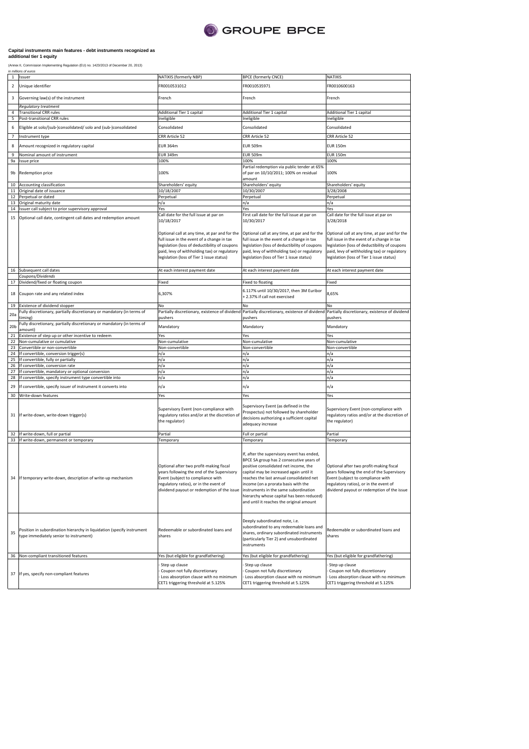GROUPE BPCE

**Capital instruments main features - debt instruments recognized as additional tier 1 equity**

(Annex II, Commission Implementing Regulation (EU) no. 1423/2013 of December 20, 2013)

*in millions of euros*

| | | | | |
|---|---|---|---|---|
| 1 | Issuer | NATIXIS (formerly NBP) | BPCE (formerly CNCE) | NATIXIS |
| 2 | Unique identifier | FR0010531012 | FR0010535971 | FR0010600163 |
| 3 | Governing law(s) of the instrument | French | French | French |
| | *Regulatory treatment* | | | |
| 4 | Transitional CRR rules | Additional Tier 1 capital | Additional Tier 1 capital | Additional Tier 1 capital |
| 5 | Post-transitional CRR rules | Ineligible | Ineligible | Ineligible |
| 6 | Eligible at solo/(sub-)consolidated/ solo and (sub-)consolidated | Consolidated | Consolidated | Consolidated |
| 7 | Instrument type | CRR Article 52 | CRR Article 52 | CRR Article 52 |
| 8 | Amount recognized in regulatory capital | EUR 364m | EUR 509m | EUR 150m |
| 9 | Nominal amount of instrument | EUR 349m | EUR 509m | EUR 150m |
| 9a | Issue price | 100% | 100% | 100% |
| 9b | Redemption price | 100% | Partial redemption via public tender at 65% of par on 10/10/2011; 100% on residual amount | 100% |
| 10 | Accounting classification | Shareholders' equity | Shareholders' equity | Shareholders' equity |
| 11 | Original date of issuance | 10/18/2007 | 10/30/2007 | 3/28/2008 |
| 12 | Perpetual or dated | Perpetual | Perpetual | Perpetual |
| 13 | Original maturity date | n/a | n/a | n/a |
| 14 | Issuer call subject to prior supervisory approval | Yes | Yes | Yes |
| 15 | Optional call date, contingent call dates and redemption amount | Call date for the full issue at par on 10/18/2017<br><br>Optional call at any time, at par and for the full issue in the event of a change in tax legislation (loss of deductibility of coupons paid, levy of withholding tax) or regulatory legislation (loss of Tier 1 issue status) | First call date for the full issue at par on 10/30/2017<br><br>Optional call at any time, at par and for the full issue in the event of a change in tax legislation (loss of deductibility of coupons paid, levy of withholding tax) or regulatory legislation (loss of Tier 1 issue status) | Call date for the full issue at par on 3/28/2018<br><br>Optional call at any time, at par and for the full issue in the event of a change in tax legislation (loss of deductibility of coupons paid, levy of withholding tax) or regulatory legislation (loss of Tier 1 issue status) |
| 16 | Subsequent call dates | At each interest payment date | At each interest payment date | At each interest payment date |
| | *Coupons/Dividends* | | | |
| 17 | Dividend/fixed or floating coupon | Fixed | Fixed to floating | Fixed |
| 18 | Coupon rate and any related index | 6,307% | 6.117% until 10/30/2017, then 3M Euribor + 2.37% if call not exercised | 8,65% |
| 19 | Existence of dividend stopper | No | No | No |
| 20a | Fully discretionary, partially discretionary or mandatory (in terms of timing) | Partially discretionary, existence of dividend pushers | Partially discretionary, existence of dividend pushers | Partially discretionary, existence of dividend pushers |
| 20b | Fully discretionary, partially discretionary or mandatory (in terms of amount) | Mandatory | Mandatory | Mandatory |
| 21 | Existence of step up or other incentive to redeem | Yes | Yes | Yes |
| 22 | Non-cumulative or cumulative | Non-cumulative | Non-cumulative | Non-cumulative |
| 23 | Convertible or non-convertible | Non-convertible | Non-convertible | Non-convertible |
| 24 | If convertible, conversion trigger(s) | n/a | n/a | n/a |
| 25 | If convertible, fully or partially | n/a | n/a | n/a |
| 26 | If convertible, conversion rate | n/a | n/a | n/a |
| 27 | If convertible, mandatory or optional conversion | n/a | n/a | n/a |
| 28 | If convertible, specify instrument type convertible into | n/a | n/a | n/a |
| 29 | If convertible, specify issuer of instrument it converts into | n/a | n/a | n/a |
| 30 | Write-down features | Yes | Yes | Yes |
| 31 | If write-down, write-down trigger(s) | Supervisory Event (non-compliance with regulatory ratios and/or at the discretion of the regulator) | Supervisory Event (as defined in the Prospectus) not followed by shareholder decisions authorizing a sufficient capital adequacy increase | Supervisory Event (non-compliance with regulatory ratios and/or at the discretion of the regulator) |
| 32 | If write-down, full or partial | Partial | Full or partial | Partial |
| 33 | If write-down, permanent or temporary | Temporary | Temporary | Temporary |
| 34 | If temporary write-down, description of write-up mechanism | Optional after two profit-making fiscal years following the end of the Supervisory Event (subject to compliance with regulatory ratios), or in the event of dividend payout or redemption of the issue | If, after the supervisory event has ended, BPCE SA group has 2 consecutive years of positive consolidated net income, the capital may be increased again until it reaches the last annual consolidated net income (on a prorata basis with the instruments in the same subordination hierarchy whose capital has been reduced) and until it reaches the original amount | Optional after two profit-making fiscal years following the end of the Supervisory Event (subject to compliance with regulatory ratios), or in the event of dividend payout or redemption of the issue |
| 35 | Position in subordination hierarchy in liquidation (specify instrument type immediately senior to instrument) | Redeemable or subordinated loans and shares | Deeply subordinated note, i.e. subordinated to any redeemable loans and shares, ordinary subordinated instruments (particularly Tier 2) and unsubordinated instruments | Redeemable or subordinated loans and shares |
| 36 | Non-compliant transitioned features | Yes (but eligible for grandfathering) | Yes (but eligible for grandfathering) | Yes (but eligible for grandfathering) |
| 37 | If yes, specify non-compliant features | - Step up clause<br>- Coupon not fully discretionary<br>- Loss absorption clause with no minimum CET1 triggering threshold at 5.125% | - Step up clause<br>- Coupon not fully discretionary<br>- Loss absorption clause with no minimum CET1 triggering threshold at 5.125% | - Step up clause<br>- Coupon not fully discretionary<br>- Loss absorption clause with no minimum CET1 triggering threshold at 5.125% |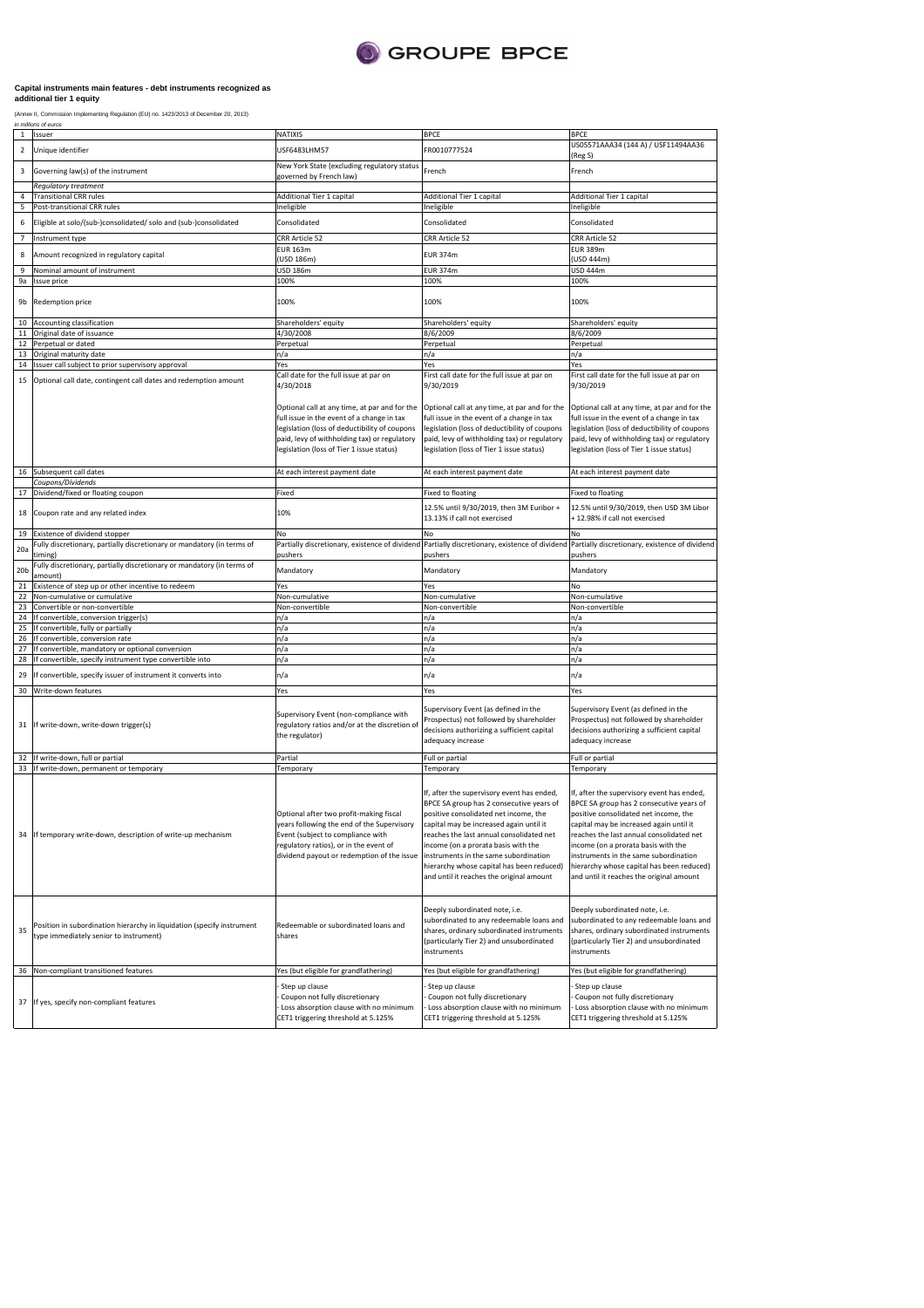**Capital instruments main features - debt instruments recognized as additional tier 1 equity**

(Annex II, Commission Implementing Regulation (EU) no. 1423/2013 of December 20, 2013)

*in millions of euros*

| | | | | |
|---|---|---|---|---|
| 1 | Issuer | NATIXIS | BPCE | BPCE |
| 2 | Unique identifier | USF6483LHM57 | FR0010777524 | US05571AAA34 (144 A) / USF11494AA36 (Reg S) |
| 3 | Governing law(s) of the instrument | New York State (excluding regulatory status governed by French law) | French | French |
| | *Regulatory treatment* | | | |
| 4 | Transitional CRR rules | Additional Tier 1 capital | Additional Tier 1 capital | Additional Tier 1 capital |
| 5 | Post-transitional CRR rules | Ineligible | Ineligible | Ineligible |
| 6 | Eligible at solo/(sub-)consolidated/ solo and (sub-)consolidated | Consolidated | Consolidated | Consolidated |
| 7 | Instrument type | CRR Article 52 | CRR Article 52 | CRR Article 52 |
| 8 | Amount recognized in regulatory capital | EUR 163m (USD 186m) | EUR 374m | EUR 389m (USD 444m) |
| 9 | Nominal amount of instrument | USD 186m | EUR 374m | USD 444m |
| 9a | Issue price | 100% | 100% | 100% |
| 9b | Redemption price | 100% | 100% | 100% |
| 10 | Accounting classification | Shareholders' equity | Shareholders' equity | Shareholders' equity |
| 11 | Original date of issuance | 4/30/2008 | 8/6/2009 | 8/6/2009 |
| 12 | Perpetual or dated | Perpetual | Perpetual | Perpetual |
| 13 | Original maturity date | n/a | n/a | n/a |
| 14 | Issuer call subject to prior supervisory approval | Yes | Yes | Yes |
| 15 | Optional call date, contingent call dates and redemption amount | Call date for the full issue at par on 4/30/2018<br><br>Optional call at any time, at par and for the full issue in the event of a change in tax legislation (loss of deductibility of coupons paid, levy of withholding tax) or regulatory legislation (loss of Tier 1 issue status) | First call date for the full issue at par on 9/30/2019<br><br>Optional call at any time, at par and for the full issue in the event of a change in tax legislation (loss of deductibility of coupons paid, levy of withholding tax) or regulatory legislation (loss of Tier 1 issue status) | First call date for the full issue at par on 9/30/2019<br><br>Optional call at any time, at par and for the full issue in the event of a change in tax legislation (loss of deductibility of coupons paid, levy of withholding tax) or regulatory legislation (loss of Tier 1 issue status) |
| 16 | Subsequent call dates | At each interest payment date | At each interest payment date | At each interest payment date |
| | *Coupons/Dividends* | | | |
| 17 | Dividend/fixed or floating coupon | Fixed | Fixed to floating | Fixed to floating |
| 18 | Coupon rate and any related index | 10% | 12.5% until 9/30/2019, then 3M Euribor + 13.13% if call not exercised | 12.5% until 9/30/2019, then USD 3M Libor + 12.98% if call not exercised |
| 19 | Existence of dividend stopper | No | No | No |
| 20a | Fully discretionary, partially discretionary or mandatory (in terms of timing) | Partially discretionary, existence of dividend pushers | Partially discretionary, existence of dividend pushers | Partially discretionary, existence of dividend pushers |
| 20b | Fully discretionary, partially discretionary or mandatory (in terms of amount) | Mandatory | Mandatory | Mandatory |
| 21 | Existence of step up or other incentive to redeem | Yes | Yes | No |
| 22 | Non-cumulative or cumulative | Non-cumulative | Non-cumulative | Non-cumulative |
| 23 | Convertible or non-convertible | Non-convertible | Non-convertible | Non-convertible |
| 24 | If convertible, conversion trigger(s) | n/a | n/a | n/a |
| 25 | If convertible, fully or partially | n/a | n/a | n/a |
| 26 | If convertible, conversion rate | n/a | n/a | n/a |
| 27 | If convertible, mandatory or optional conversion | n/a | n/a | n/a |
| 28 | If convertible, specify instrument type convertible into | n/a | n/a | n/a |
| 29 | If convertible, specify issuer of instrument it converts into | n/a | n/a | n/a |
| 30 | Write-down features | Yes | Yes | Yes |
| 31 | If write-down, write-down trigger(s) | Supervisory Event (non-compliance with regulatory ratios and/or at the discretion of the regulator) | Supervisory Event (as defined in the Prospectus) not followed by shareholder decisions authorizing a sufficient capital adequacy increase | Supervisory Event (as defined in the Prospectus) not followed by shareholder decisions authorizing a sufficient capital adequacy increase |
| 32 | If write-down, full or partial | Partial | Full or partial | Full or partial |
| 33 | If write-down, permanent or temporary | Temporary | Temporary | Temporary |
| 34 | If temporary write-down, description of write-up mechanism | Optional after two profit-making fiscal years following the end of the Supervisory Event (subject to compliance with regulatory ratios), or in the event of dividend payout or redemption of the issue | If, after the supervisory event has ended, BPCE SA group has 2 consecutive years of positive consolidated net income, the capital may be increased again until it reaches the last annual consolidated net income (on a prorata basis with the instruments in the same subordination hierarchy whose capital has been reduced) and until it reaches the original amount | If, after the supervisory event has ended, BPCE SA group has 2 consecutive years of positive consolidated net income, the capital may be increased again until it reaches the last annual consolidated net income (on a prorata basis with the instruments in the same subordination hierarchy whose capital has been reduced) and until it reaches the original amount |
| 35 | Position in subordination hierarchy in liquidation (specify instrument type immediately senior to instrument) | Redeemable or subordinated loans and shares | Deeply subordinated note, i.e. subordinated to any redeemable loans and shares, ordinary subordinated instruments (particularly Tier 2) and unsubordinated instruments | Deeply subordinated note, i.e. subordinated to any redeemable loans and shares, ordinary subordinated instruments (particularly Tier 2) and unsubordinated instruments |
| 36 | Non-compliant transitioned features | Yes (but eligible for grandfathering) | Yes (but eligible for grandfathering) | Yes (but eligible for grandfathering) |
| 37 | If yes, specify non-compliant features | - Step up clause<br>- Coupon not fully discretionary<br>- Loss absorption clause with no minimum CET1 triggering threshold at 5.125% | - Step up clause<br>- Coupon not fully discretionary<br>- Loss absorption clause with no minimum CET1 triggering threshold at 5.125% | - Step up clause<br>- Coupon not fully discretionary<br>- Loss absorption clause with no minimum CET1 triggering threshold at 5.125% |